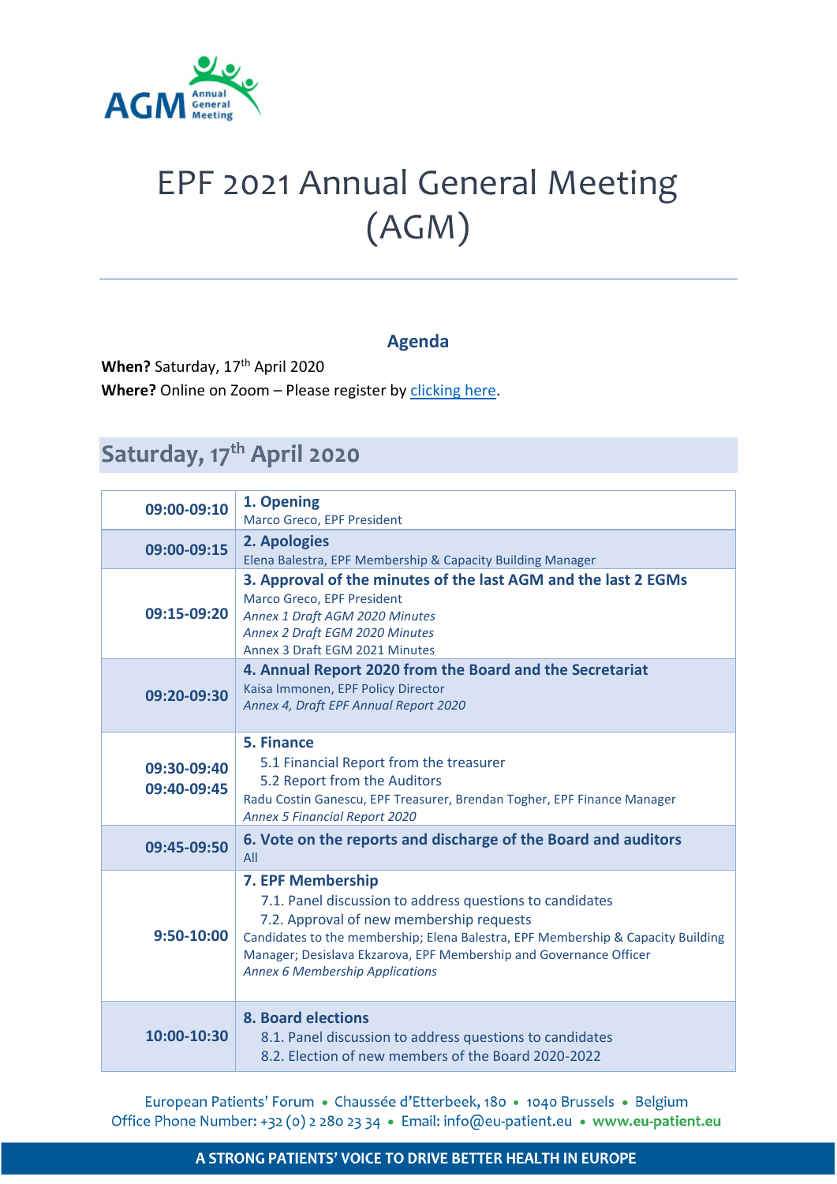# EPF 2021 Annual General Meeting (AGM)

---

## Agenda

**When?** Saturday, 17th April 2020
**Where?** Online on Zoom – Please register by [clicking here].

## Saturday, 17th April 2020

| Time | Item |
|---|---|
| **09:00-09:10** | **1. Opening**<br>Marco Greco, EPF President |
| **09:00-09:15** | **2. Apologies**<br>Elena Balestra, EPF Membership & Capacity Building Manager |
| **09:15-09:20** | **3. Approval of the minutes of the last AGM and the last 2 EGMs**<br>Marco Greco, EPF President<br>*Annex 1 Draft AGM 2020 Minutes*<br>*Annex 2 Draft EGM 2020 Minutes*<br>Annex 3 Draft EGM 2021 Minutes |
| **09:20-09:30** | **4. Annual Report 2020 from the Board and the Secretariat**<br>Kaisa Immonen, EPF Policy Director<br>*Annex 4, Draft EPF Annual Report 2020* |
| **09:30-09:40**<br>**09:40-09:45** | **5. Finance**<br>5.1 Financial Report from the treasurer<br>5.2 Report from the Auditors<br>Radu Costin Ganescu, EPF Treasurer, Brendan Togher, EPF Finance Manager<br>*Annex 5 Financial Report 2020* |
| **09:45-09:50** | **6. Vote on the reports and discharge of the Board and auditors**<br>All |
| **9:50-10:00** | **7. EPF Membership**<br>7.1. Panel discussion to address questions to candidates<br>7.2. Approval of new membership requests<br>Candidates to the membership; Elena Balestra, EPF Membership & Capacity Building Manager; Desislava Ekzarova, EPF Membership and Governance Officer<br>*Annex 6 Membership Applications* |
| **10:00-10:30** | **8. Board elections**<br>8.1. Panel discussion to address questions to candidates<br>8.2. Election of new members of the Board 2020-2022 |

European Patients' Forum • Chaussée d'Etterbeek, 180 • 1040 Brussels • Belgium
Office Phone Number: +32 (0) 2 280 23 34 • Email: info@eu-patient.eu • www.eu-patient.eu

A STRONG PATIENTS' VOICE TO DRIVE BETTER HEALTH IN EUROPE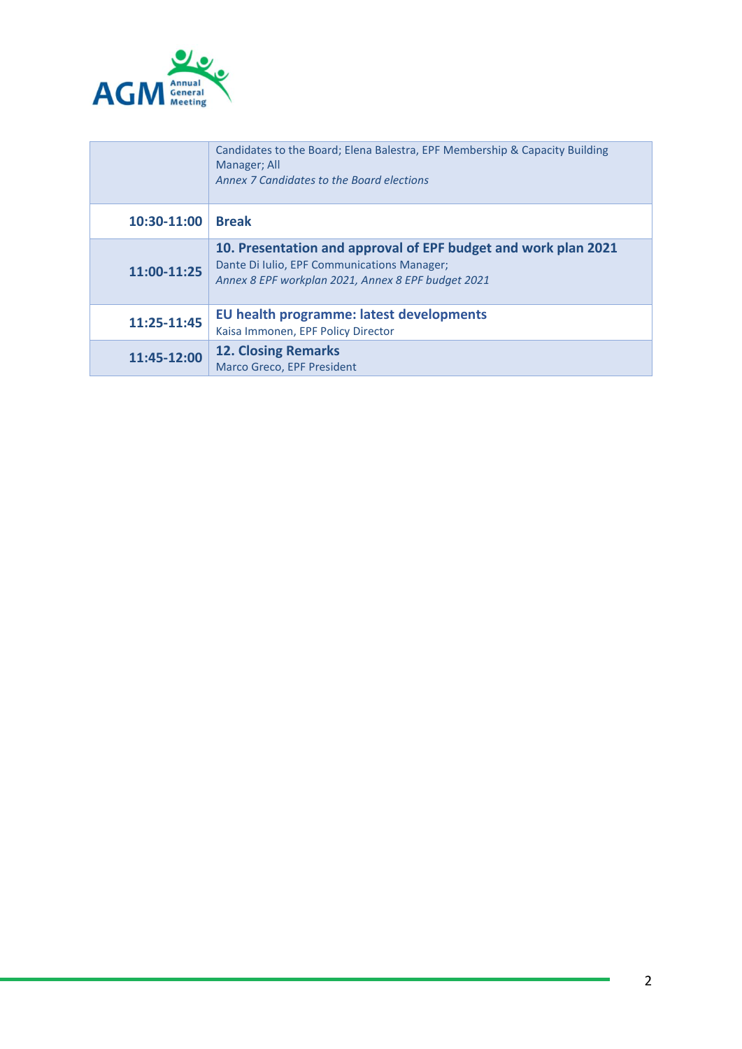| | |
|---|---|
| | Candidates to the Board; Elena Balestra, EPF Membership & Capacity Building Manager; All<br>*Annex 7 Candidates to the Board elections* |
| **10:30-11:00** | **Break** |
| **11:00-11:25** | **10. Presentation and approval of EPF budget and work plan 2021**<br>Dante Di Iulio, EPF Communications Manager;<br>*Annex 8 EPF workplan 2021, Annex 8 EPF budget 2021* |
| **11:25-11:45** | **EU health programme: latest developments**<br>Kaisa Immonen, EPF Policy Director |
| **11:45-12:00** | **12. Closing Remarks**<br>Marco Greco, EPF President |